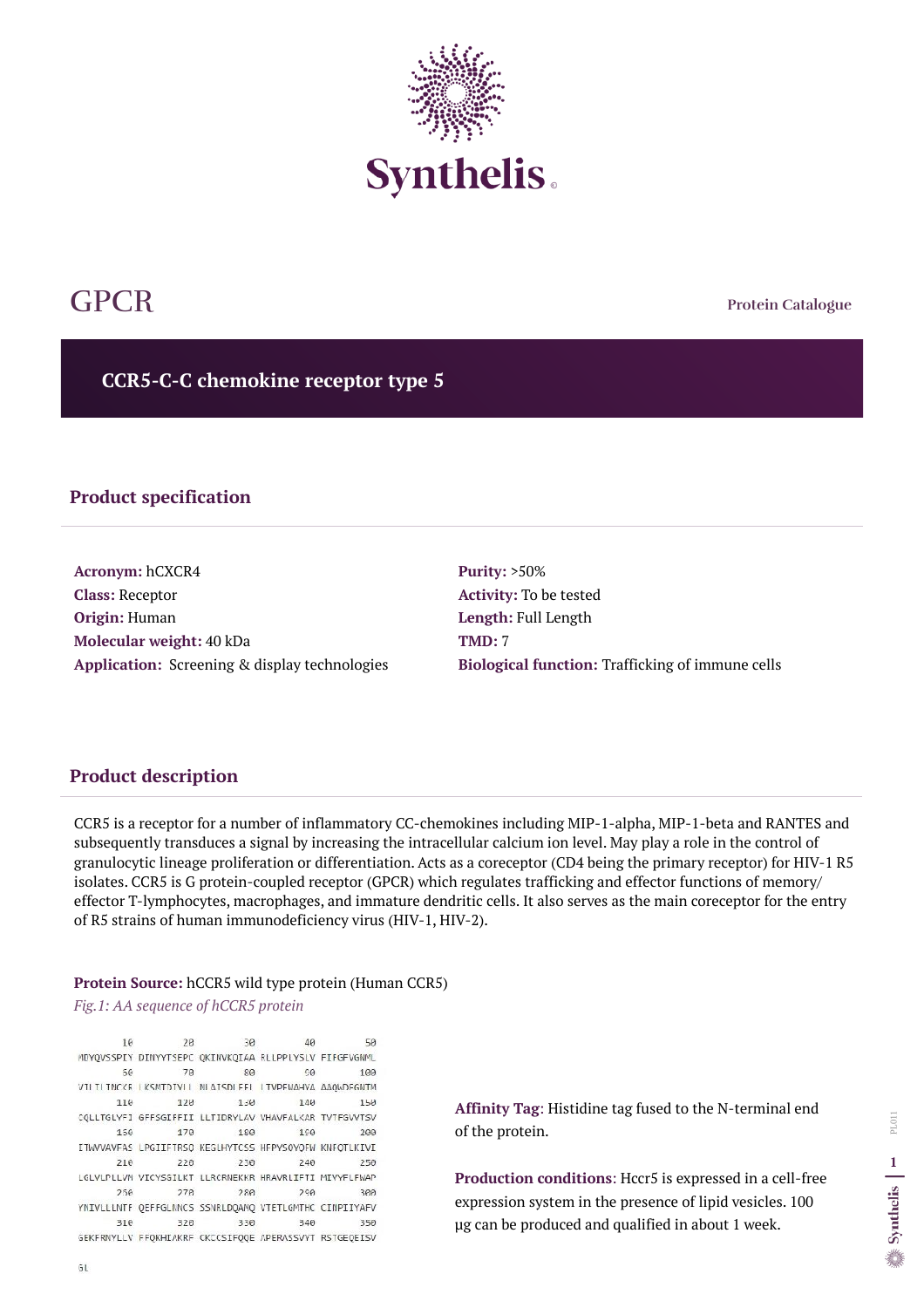# GPCR

Protein Catalogue

## CCR5-C-C chemokine receptor type 5

### Product specification

**Acronym:** hCXCR4
**Class:** Receptor
**Origin:** Human
**Molecular weight:** 40 kDa
**Application:** Screening & display technologies

**Purity:** >50%
**Activity:** To be tested
**Length:** Full Length
**TMD:** 7
**Biological function:** Trafficking of immune cells

### Product description

CCR5 is a receptor for a number of inflammatory CC-chemokines including MIP-1-alpha, MIP-1-beta and RANTES and subsequently transduces a signal by increasing the intracellular calcium ion level. May play a role in the control of granulocytic lineage proliferation or differentiation. Acts as a coreceptor (CD4 being the primary receptor) for HIV-1 R5 isolates. CCR5 is G protein-coupled receptor (GPCR) which regulates trafficking and effector functions of memory/ effector T-lymphocytes, macrophages, and immature dendritic cells. It also serves as the main coreceptor for the entry of R5 strains of human immunodeficiency virus (HIV-1, HIV-2).

**Protein Source:** hCCR5 wild type protein (Human CCR5)

*Fig.1: AA sequence of hCCR5 protein*

```
        10         20         30         40         50
MDYQVSSPIY DINYYTSEPC QKINVKQIAA RLLPPLYSLV FIFGFVGNML
        60         70         80         90        100
VILILINCKR LKSMTDIYLL NLAISDLFFL LTVPFWAHYA AAQWDFGNTM
       110        120        130        140        150
CQLLTGLYFI GFFSGIFFII LLTIDRYLAV VHAVFALKAR TVTFGVVTSV
       160        170        180        190        200
ITWVVAVFAS LPGIIFTRSQ KEGLHYTCSS HFPYSQYQFW KNFQTLKIVI
       210        220        230        240        250
LGLVLPLLVM VICYSGILKT LLRCRNEKKR HRAVRLIFTI MIVYFLFWAP
       260        270        280        290        300
YNIVLLLNTF QEFFGLNNCS SSNRLDQAMQ VTETLGMTHC CINPIIYAFV
       310        320        330        340        350
GEKFRNYLLV FFQKHIAKRF CKCCSIFQQE APERASSVYT RSTGEQEISV
       
GL
```

**Affinity Tag**: Histidine tag fused to the N-terminal end of the protein.

**Production conditions**: Hccr5 is expressed in a cell-free expression system in the presence of lipid vesicles. 100 µg can be produced and qualified in about 1 week.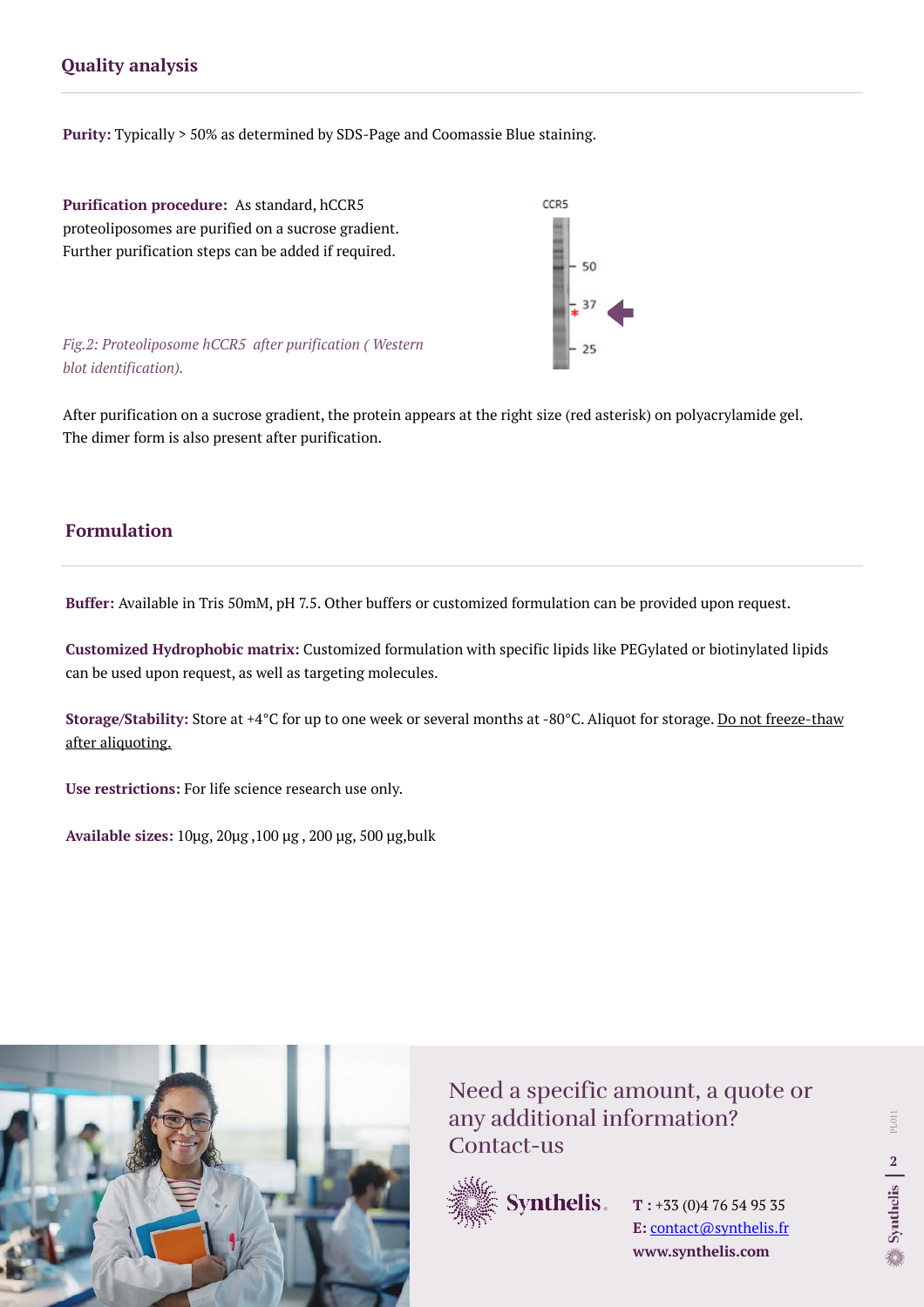## Quality analysis

**Purity:** Typically > 50% as determined by SDS-Page and Coomassie Blue staining.

**Purification procedure:** As standard, hCCR5 proteoliposomes are purified on a sucrose gradient. Further purification steps can be added if required.

CCR5

50

37

*

25

*Fig.2: Proteoliposome hCCR5 after purification ( Western blot identification).*

After purification on a sucrose gradient, the protein appears at the right size (red asterisk) on polyacrylamide gel. The dimer form is also present after purification.

## Formulation

**Buffer:** Available in Tris 50mM, pH 7.5. Other buffers or customized formulation can be provided upon request.

**Customized Hydrophobic matrix:** Customized formulation with specific lipids like PEGylated or biotinylated lipids can be used upon request, as well as targeting molecules.

**Storage/Stability:** Store at +4°C for up to one week or several months at -80°C. Aliquot for storage. Do not freeze-thaw after aliquoting.

**Use restrictions:** For life science research use only.

**Available sizes:** 10µg, 20µg ,100 µg , 200 µg, 500 µg,bulk

Need a specific amount, a quote or any additional information? Contact-us

Synthelis.

**T :** +33 (0)4 76 54 95 35
**E:** contact@synthelis.fr
**www.synthelis.com**